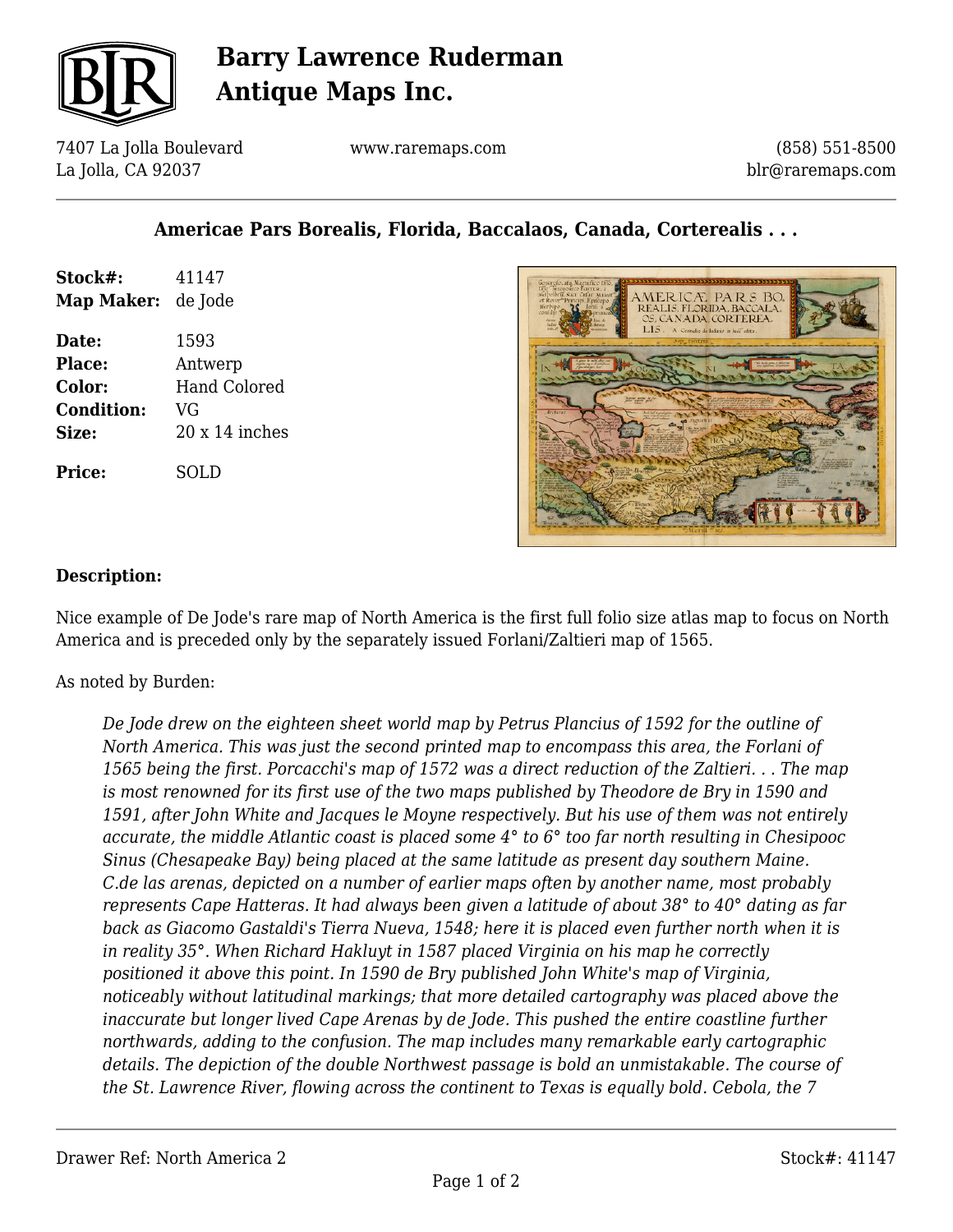# Barry Lawrence Ruderman Antique Maps Inc.

7407 La Jolla Boulevard
La Jolla, CA 92037

www.raremaps.com

(858) 551-8500
blr@raremaps.com

## Americae Pars Borealis, Florida, Baccalaos, Canada, Corterealis . . .

| | |
|---|---|
| **Stock#:** | 41147 |
| **Map Maker:** | de Jode |
| **Date:** | 1593 |
| **Place:** | Antwerp |
| **Color:** | Hand Colored |
| **Condition:** | VG |
| **Size:** | 20 x 14 inches |
| **Price:** | SOLD |

### Description:

Nice example of De Jode's rare map of North America is the first full folio size atlas map to focus on North America and is preceded only by the separately issued Forlani/Zaltieri map of 1565.

As noted by Burden:

> *De Jode drew on the eighteen sheet world map by Petrus Plancius of 1592 for the outline of North America. This was just the second printed map to encompass this area, the Forlani of 1565 being the first. Porcacchi's map of 1572 was a direct reduction of the Zaltieri. . . The map is most renowned for its first use of the two maps published by Theodore de Bry in 1590 and 1591, after John White and Jacques le Moyne respectively. But his use of them was not entirely accurate, the middle Atlantic coast is placed some 4° to 6° too far north resulting in Chesipooc Sinus (Chesapeake Bay) being placed at the same latitude as present day southern Maine. C.de las arenas, depicted on a number of earlier maps often by another name, most probably represents Cape Hatteras. It had always been given a latitude of about 38° to 40° dating as far back as Giacomo Gastaldi's Tierra Nueva, 1548; here it is placed even further north when it is in reality 35°. When Richard Hakluyt in 1587 placed Virginia on his map he correctly positioned it above this point. In 1590 de Bry published John White's map of Virginia, noticeably without latitudinal markings; that more detailed cartography was placed above the inaccurate but longer lived Cape Arenas by de Jode. This pushed the entire coastline further northwards, adding to the confusion. The map includes many remarkable early cartographic details. The depiction of the double Northwest passage is bold an unmistakable. The course of the St. Lawrence River, flowing across the continent to Texas is equally bold. Cebola, the 7*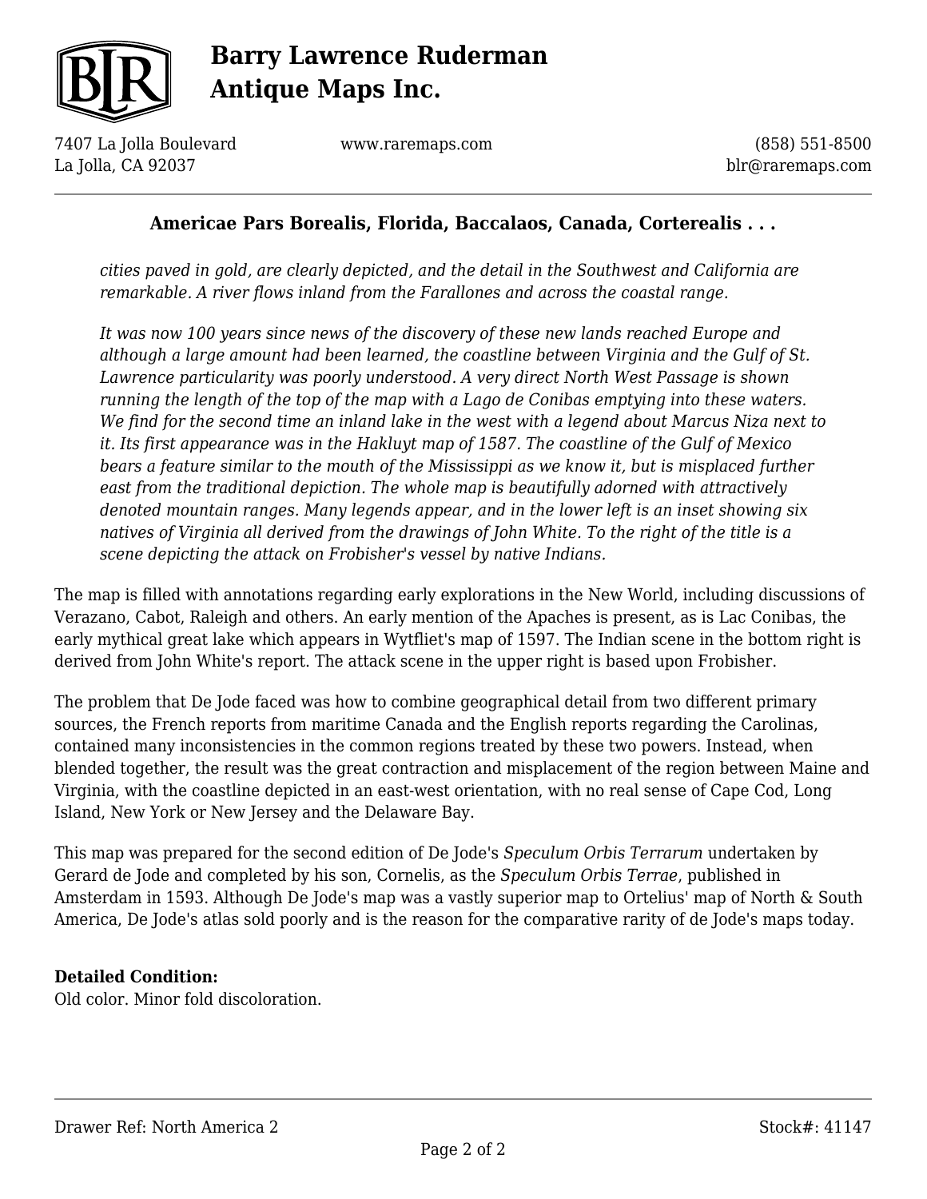*cities paved in gold, are clearly depicted, and the detail in the Southwest and California are remarkable. A river flows inland from the Farallones and across the coastal range.*

*It was now 100 years since news of the discovery of these new lands reached Europe and although a large amount had been learned, the coastline between Virginia and the Gulf of St. Lawrence particularity was poorly understood. A very direct North West Passage is shown running the length of the top of the map with a Lago de Conibas emptying into these waters. We find for the second time an inland lake in the west with a legend about Marcus Niza next to it. Its first appearance was in the Hakluyt map of 1587. The coastline of the Gulf of Mexico bears a feature similar to the mouth of the Mississippi as we know it, but is misplaced further east from the traditional depiction. The whole map is beautifully adorned with attractively denoted mountain ranges. Many legends appear, and in the lower left is an inset showing six natives of Virginia all derived from the drawings of John White. To the right of the title is a scene depicting the attack on Frobisher's vessel by native Indians.*

The map is filled with annotations regarding early explorations in the New World, including discussions of Verazano, Cabot, Raleigh and others. An early mention of the Apaches is present, as is Lac Conibas, the early mythical great lake which appears in Wytfliet's map of 1597. The Indian scene in the bottom right is derived from John White's report. The attack scene in the upper right is based upon Frobisher.

The problem that De Jode faced was how to combine geographical detail from two different primary sources, the French reports from maritime Canada and the English reports regarding the Carolinas, contained many inconsistencies in the common regions treated by these two powers. Instead, when blended together, the result was the great contraction and misplacement of the region between Maine and Virginia, with the coastline depicted in an east-west orientation, with no real sense of Cape Cod, Long Island, New York or New Jersey and the Delaware Bay.

This map was prepared for the second edition of De Jode's *Speculum Orbis Terrarum* undertaken by Gerard de Jode and completed by his son, Cornelis, as the *Speculum Orbis Terrae*, published in Amsterdam in 1593. Although De Jode's map was a vastly superior map to Ortelius' map of North & South America, De Jode's atlas sold poorly and is the reason for the comparative rarity of de Jode's maps today.

**Detailed Condition:**
Old color. Minor fold discoloration.

Drawer Ref: North America 2

Stock#: 41147